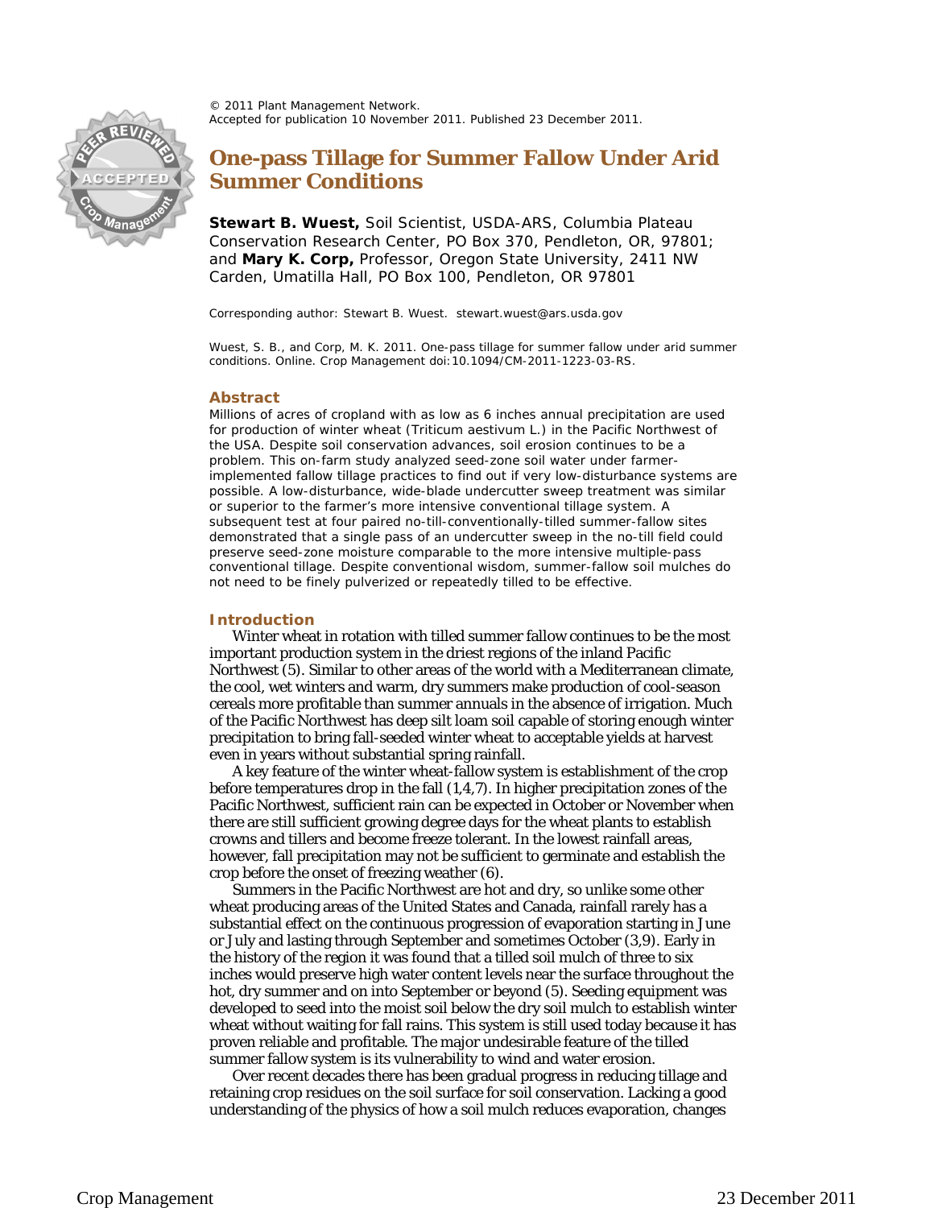© 2011 Plant Management Network.
Accepted for publication 10 November 2011. Published 23 December 2011.

# One-pass Tillage for Summer Fallow Under Arid Summer Conditions

**Stewart B. Wuest,** Soil Scientist, USDA-ARS, Columbia Plateau Conservation Research Center, PO Box 370, Pendleton, OR, 97801; and **Mary K. Corp,** Professor, Oregon State University, 2411 NW Carden, Umatilla Hall, PO Box 100, Pendleton, OR 97801

Corresponding author: Stewart B. Wuest. stewart.wuest@ars.usda.gov

Wuest, S. B., and Corp, M. K. 2011. One-pass tillage for summer fallow under arid summer conditions. Online. Crop Management doi:10.1094/CM-2011-1223-03-RS.

## Abstract

Millions of acres of cropland with as low as 6 inches annual precipitation are used for production of winter wheat (Triticum aestivum L.) in the Pacific Northwest of the USA. Despite soil conservation advances, soil erosion continues to be a problem. This on-farm study analyzed seed-zone soil water under farmer-implemented fallow tillage practices to find out if very low-disturbance systems are possible. A low-disturbance, wide-blade undercutter sweep treatment was similar or superior to the farmer's more intensive conventional tillage system. A subsequent test at four paired no-till-conventionally-tilled summer-fallow sites demonstrated that a single pass of an undercutter sweep in the no-till field could preserve seed-zone moisture comparable to the more intensive multiple-pass conventional tillage. Despite conventional wisdom, summer-fallow soil mulches do not need to be finely pulverized or repeatedly tilled to be effective.

## Introduction

Winter wheat in rotation with tilled summer fallow continues to be the most important production system in the driest regions of the inland Pacific Northwest (5). Similar to other areas of the world with a Mediterranean climate, the cool, wet winters and warm, dry summers make production of cool-season cereals more profitable than summer annuals in the absence of irrigation. Much of the Pacific Northwest has deep silt loam soil capable of storing enough winter precipitation to bring fall-seeded winter wheat to acceptable yields at harvest even in years without substantial spring rainfall.

A key feature of the winter wheat-fallow system is establishment of the crop before temperatures drop in the fall (1,4,7). In higher precipitation zones of the Pacific Northwest, sufficient rain can be expected in October or November when there are still sufficient growing degree days for the wheat plants to establish crowns and tillers and become freeze tolerant. In the lowest rainfall areas, however, fall precipitation may not be sufficient to germinate and establish the crop before the onset of freezing weather (6).

Summers in the Pacific Northwest are hot and dry, so unlike some other wheat producing areas of the United States and Canada, rainfall rarely has a substantial effect on the continuous progression of evaporation starting in June or July and lasting through September and sometimes October (3,9). Early in the history of the region it was found that a tilled soil mulch of three to six inches would preserve high water content levels near the surface throughout the hot, dry summer and on into September or beyond (5). Seeding equipment was developed to seed into the moist soil below the dry soil mulch to establish winter wheat without waiting for fall rains. This system is still used today because it has proven reliable and profitable. The major undesirable feature of the tilled summer fallow system is its vulnerability to wind and water erosion.

Over recent decades there has been gradual progress in reducing tillage and retaining crop residues on the soil surface for soil conservation. Lacking a good understanding of the physics of how a soil mulch reduces evaporation, changes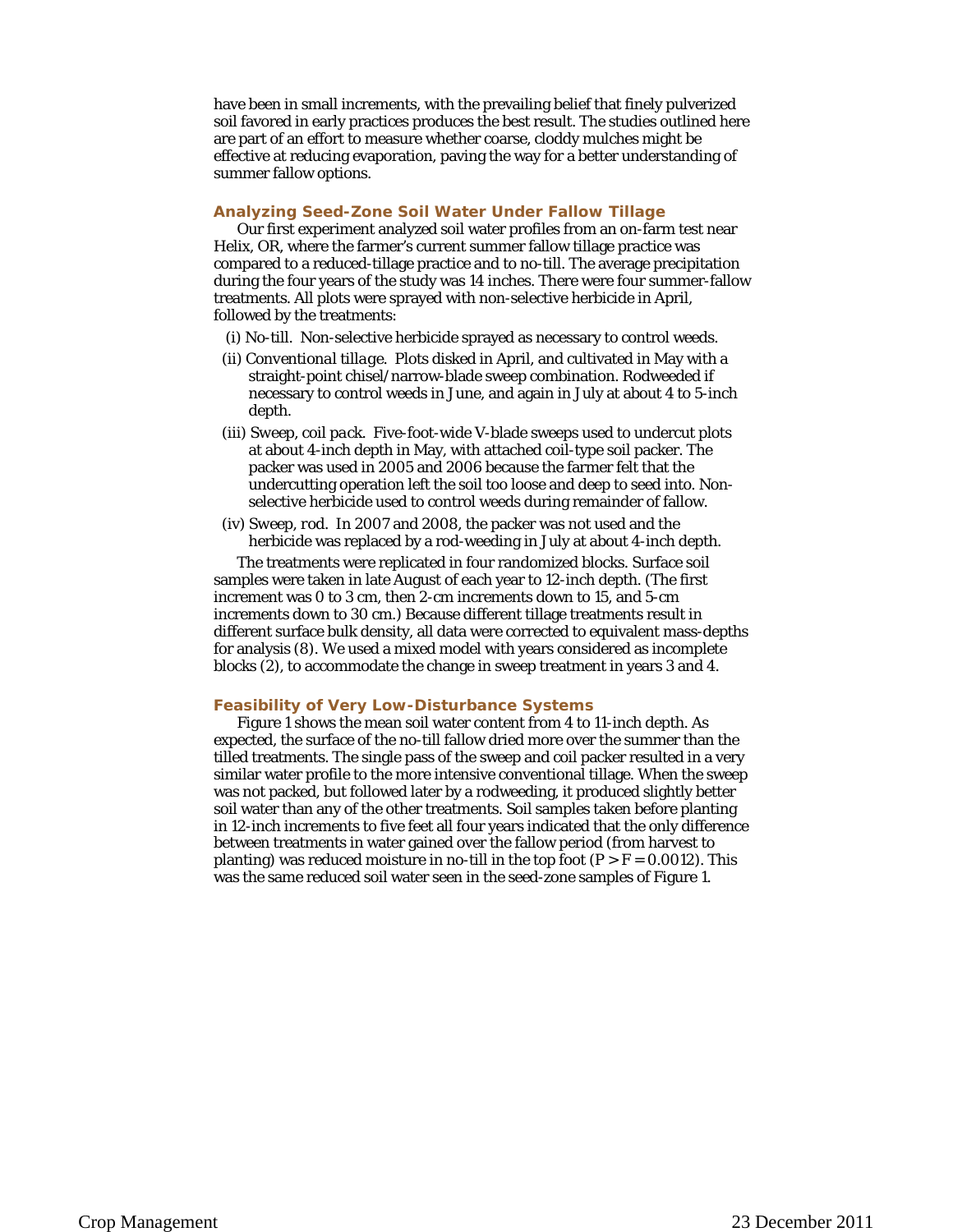have been in small increments, with the prevailing belief that finely pulverized soil favored in early practices produces the best result. The studies outlined here are part of an effort to measure whether coarse, cloddy mulches might be effective at reducing evaporation, paving the way for a better understanding of summer fallow options.

## Analyzing Seed-Zone Soil Water Under Fallow Tillage

Our first experiment analyzed soil water profiles from an on-farm test near Helix, OR, where the farmer's current summer fallow tillage practice was compared to a reduced-tillage practice and to no-till. The average precipitation during the four years of the study was 14 inches. There were four summer-fallow treatments. All plots were sprayed with non-selective herbicide in April, followed by the treatments:

- (i) *No-till*. Non-selective herbicide sprayed as necessary to control weeds.
- (ii) *Conventional tillage*. Plots disked in April, and cultivated in May with a straight-point chisel/narrow-blade sweep combination. Rodweeded if necessary to control weeds in June, and again in July at about 4 to 5-inch depth.
- (iii) *Sweep, coil pack*. Five-foot-wide V-blade sweeps used to undercut plots at about 4-inch depth in May, with attached coil-type soil packer. The packer was used in 2005 and 2006 because the farmer felt that the undercutting operation left the soil too loose and deep to seed into. Non-selective herbicide used to control weeds during remainder of fallow.
- (iv) *Sweep, rod*. In 2007 and 2008, the packer was not used and the herbicide was replaced by a rod-weeding in July at about 4-inch depth.

The treatments were replicated in four randomized blocks. Surface soil samples were taken in late August of each year to 12-inch depth. (The first increment was 0 to 3 cm, then 2-cm increments down to 15, and 5-cm increments down to 30 cm.) Because different tillage treatments result in different surface bulk density, all data were corrected to equivalent mass-depths for analysis (8). We used a mixed model with years considered as incomplete blocks (2), to accommodate the change in sweep treatment in years 3 and 4.

## Feasibility of Very Low-Disturbance Systems

Figure 1 shows the mean soil water content from 4 to 11-inch depth. As expected, the surface of the no-till fallow dried more over the summer than the tilled treatments. The single pass of the sweep and coil packer resulted in a very similar water profile to the more intensive conventional tillage. When the sweep was not packed, but followed later by a rodweeding, it produced slightly better soil water than any of the other treatments. Soil samples taken before planting in 12-inch increments to five feet all four years indicated that the only difference between treatments in water gained over the fallow period (from harvest to planting) was reduced moisture in no-till in the top foot ($P > F = 0.0012$). This was the same reduced soil water seen in the seed-zone samples of Figure 1.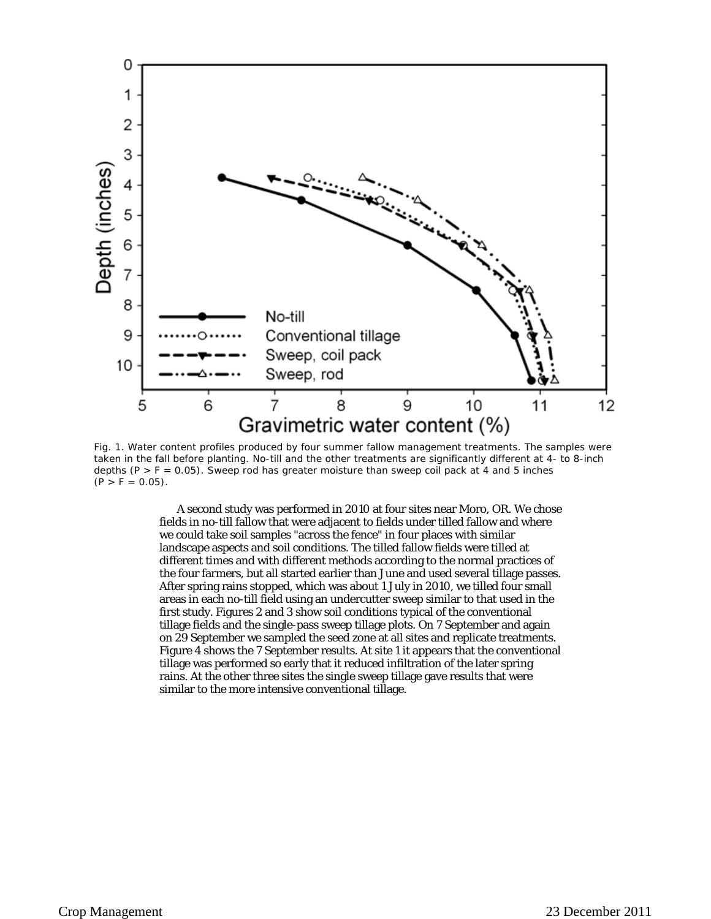Fig. 1. Water content profiles produced by four summer fallow management treatments. The samples were taken in the fall before planting. No-till and the other treatments are significantly different at 4- to 8-inch depths ($P > F = 0.05$). Sweep rod has greater moisture than sweep coil pack at 4 and 5 inches ($P > F = 0.05$).

A second study was performed in 2010 at four sites near Moro, OR. We chose fields in no-till fallow that were adjacent to fields under tilled fallow and where we could take soil samples "across the fence" in four places with similar landscape aspects and soil conditions. The tilled fallow fields were tilled at different times and with different methods according to the normal practices of the four farmers, but all started earlier than June and used several tillage passes. After spring rains stopped, which was about 1 July in 2010, we tilled four small areas in each no-till field using an undercutter sweep similar to that used in the first study. Figures 2 and 3 show soil conditions typical of the conventional tillage fields and the single-pass sweep tillage plots. On 7 September and again on 29 September we sampled the seed zone at all sites and replicate treatments. Figure 4 shows the 7 September results. At site 1 it appears that the conventional tillage was performed so early that it reduced infiltration of the later spring rains. At the other three sites the single sweep tillage gave results that were similar to the more intensive conventional tillage.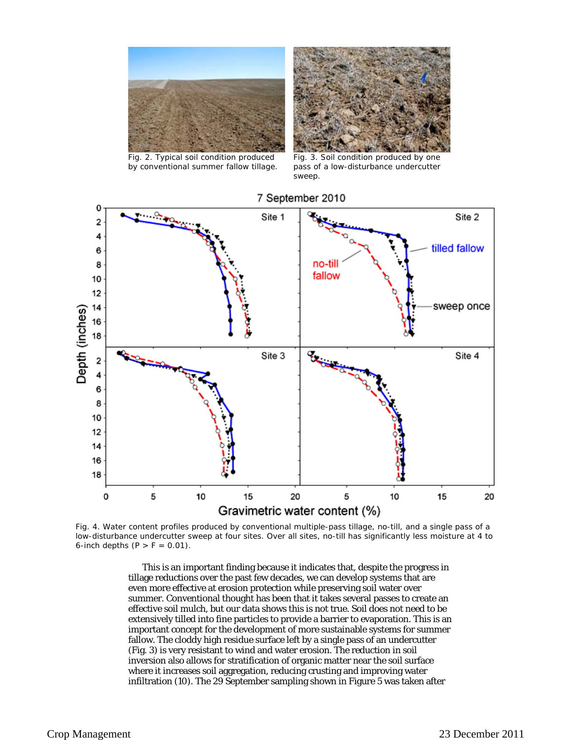Fig. 2. Typical soil condition produced by conventional summer fallow tillage.

Fig. 3. Soil condition produced by one pass of a low-disturbance undercutter sweep.

Fig. 4. Water content profiles produced by conventional multiple-pass tillage, no-till, and a single pass of a low-disturbance undercutter sweep at four sites. Over all sites, no-till has significantly less moisture at 4 to 6-inch depths ($P > F = 0.01$).

This is an important finding because it indicates that, despite the progress in tillage reductions over the past few decades, we can develop systems that are even more effective at erosion protection while preserving soil water over summer. Conventional thought has been that it takes several passes to create an effective soil mulch, but our data shows this is not true. Soil does not need to be extensively tilled into fine particles to provide a barrier to evaporation. This is an important concept for the development of more sustainable systems for summer fallow. The cloddy high residue surface left by a single pass of an undercutter (Fig. 3) is very resistant to wind and water erosion. The reduction in soil inversion also allows for stratification of organic matter near the soil surface where it increases soil aggregation, reducing crusting and improving water infiltration (10). The 29 September sampling shown in Figure 5 was taken after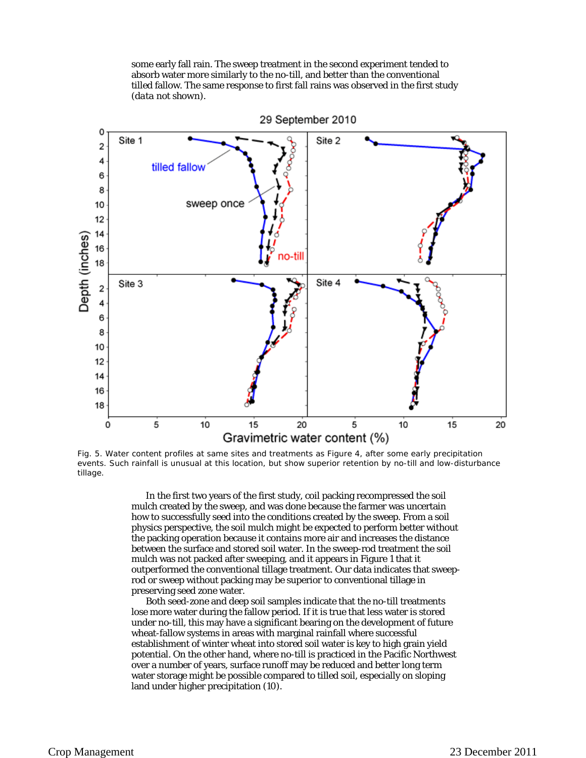some early fall rain. The sweep treatment in the second experiment tended to absorb water more similarly to the no-till, and better than the conventional tilled fallow. The same response to first fall rains was observed in the first study (data not shown).

Fig. 5. Water content profiles at same sites and treatments as Figure 4, after some early precipitation events. Such rainfall is unusual at this location, but show superior retention by no-till and low-disturbance tillage.

In the first two years of the first study, coil packing recompressed the soil mulch created by the sweep, and was done because the farmer was uncertain how to successfully seed into the conditions created by the sweep. From a soil physics perspective, the soil mulch might be expected to perform better without the packing operation because it contains more air and increases the distance between the surface and stored soil water. In the sweep-rod treatment the soil mulch was not packed after sweeping, and it appears in Figure 1 that it outperformed the conventional tillage treatment. Our data indicates that sweep-rod or sweep without packing may be superior to conventional tillage in preserving seed zone water.

Both seed-zone and deep soil samples indicate that the no-till treatments lose more water during the fallow period. If it is true that less water is stored under no-till, this may have a significant bearing on the development of future wheat-fallow systems in areas with marginal rainfall where successful establishment of winter wheat into stored soil water is key to high grain yield potential. On the other hand, where no-till is practiced in the Pacific Northwest over a number of years, surface runoff may be reduced and better long term water storage might be possible compared to tilled soil, especially on sloping land under higher precipitation (10).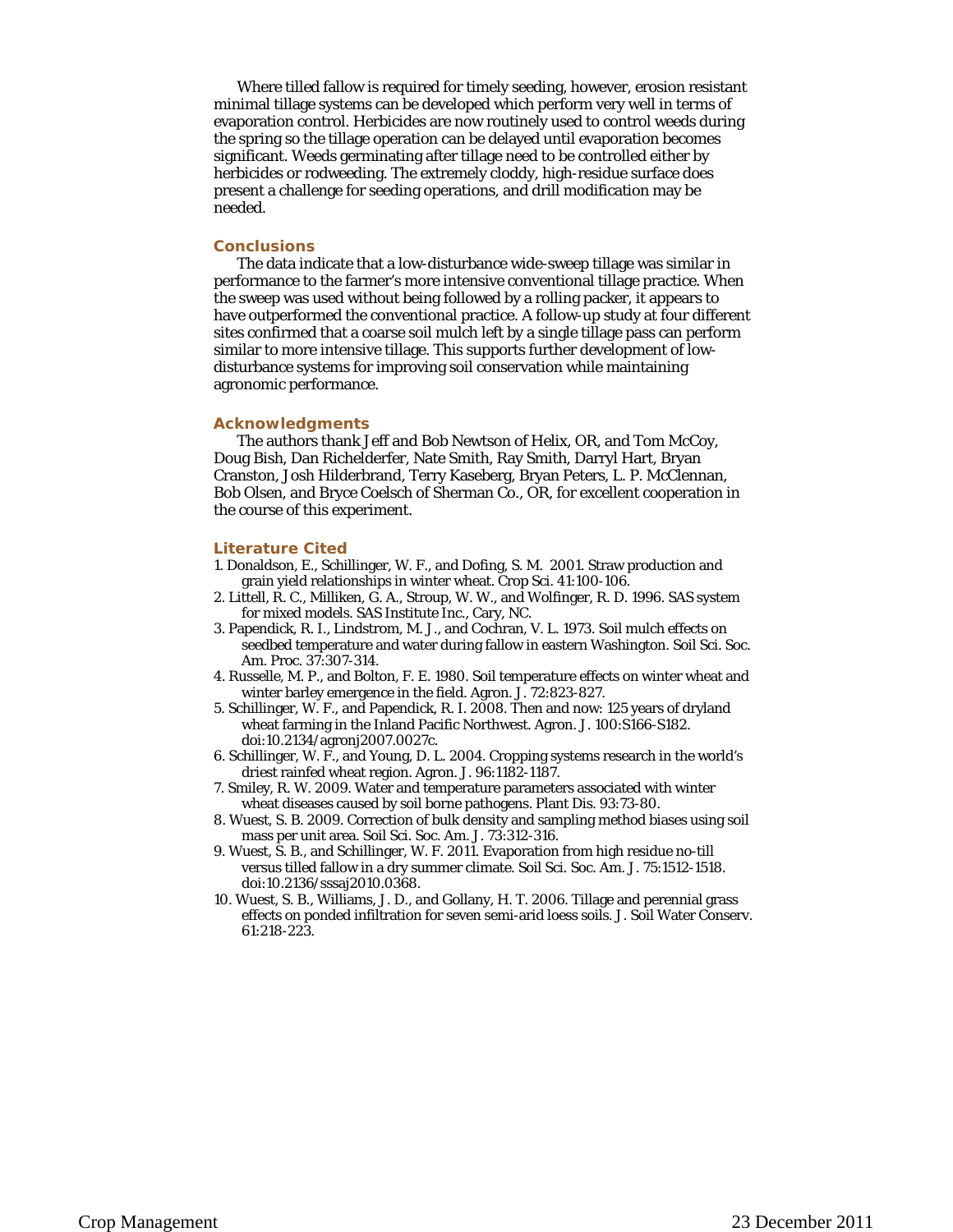Where tilled fallow is required for timely seeding, however, erosion resistant minimal tillage systems can be developed which perform very well in terms of evaporation control. Herbicides are now routinely used to control weeds during the spring so the tillage operation can be delayed until evaporation becomes significant. Weeds germinating after tillage need to be controlled either by herbicides or rodweeding. The extremely cloddy, high-residue surface does present a challenge for seeding operations, and drill modification may be needed.

## Conclusions

The data indicate that a low-disturbance wide-sweep tillage was similar in performance to the farmer's more intensive conventional tillage practice. When the sweep was used without being followed by a rolling packer, it appears to have outperformed the conventional practice. A follow-up study at four different sites confirmed that a coarse soil mulch left by a single tillage pass can perform similar to more intensive tillage. This supports further development of low-disturbance systems for improving soil conservation while maintaining agronomic performance.

## Acknowledgments

The authors thank Jeff and Bob Newtson of Helix, OR, and Tom McCoy, Doug Bish, Dan Richelderfer, Nate Smith, Ray Smith, Darryl Hart, Bryan Cranston, Josh Hilderbrand, Terry Kaseberg, Bryan Peters, L. P. McClennan, Bob Olsen, and Bryce Coelsch of Sherman Co., OR, for excellent cooperation in the course of this experiment.

## Literature Cited

1. Donaldson, E., Schillinger, W. F., and Dofing, S. M. 2001. Straw production and grain yield relationships in winter wheat. Crop Sci. 41:100-106.
2. Littell, R. C., Milliken, G. A., Stroup, W. W., and Wolfinger, R. D. 1996. SAS system for mixed models. SAS Institute Inc., Cary, NC.
3. Papendick, R. I., Lindstrom, M. J., and Cochran, V. L. 1973. Soil mulch effects on seedbed temperature and water during fallow in eastern Washington. Soil Sci. Soc. Am. Proc. 37:307-314.
4. Russelle, M. P., and Bolton, F. E. 1980. Soil temperature effects on winter wheat and winter barley emergence in the field. Agron. J. 72:823-827.
5. Schillinger, W. F., and Papendick, R. I. 2008. Then and now: 125 years of dryland wheat farming in the Inland Pacific Northwest. Agron. J. 100:S166-S182. doi:10.2134/agronj2007.0027c.
6. Schillinger, W. F., and Young, D. L. 2004. Cropping systems research in the world's driest rainfed wheat region. Agron. J. 96:1182-1187.
7. Smiley, R. W. 2009. Water and temperature parameters associated with winter wheat diseases caused by soil borne pathogens. Plant Dis. 93:73-80.
8. Wuest, S. B. 2009. Correction of bulk density and sampling method biases using soil mass per unit area. Soil Sci. Soc. Am. J. 73:312-316.
9. Wuest, S. B., and Schillinger, W. F. 2011. Evaporation from high residue no-till versus tilled fallow in a dry summer climate. Soil Sci. Soc. Am. J. 75:1512-1518. doi:10.2136/sssaj2010.0368.
10. Wuest, S. B., Williams, J. D., and Gollany, H. T. 2006. Tillage and perennial grass effects on ponded infiltration for seven semi-arid loess soils. J. Soil Water Conserv. 61:218-223.